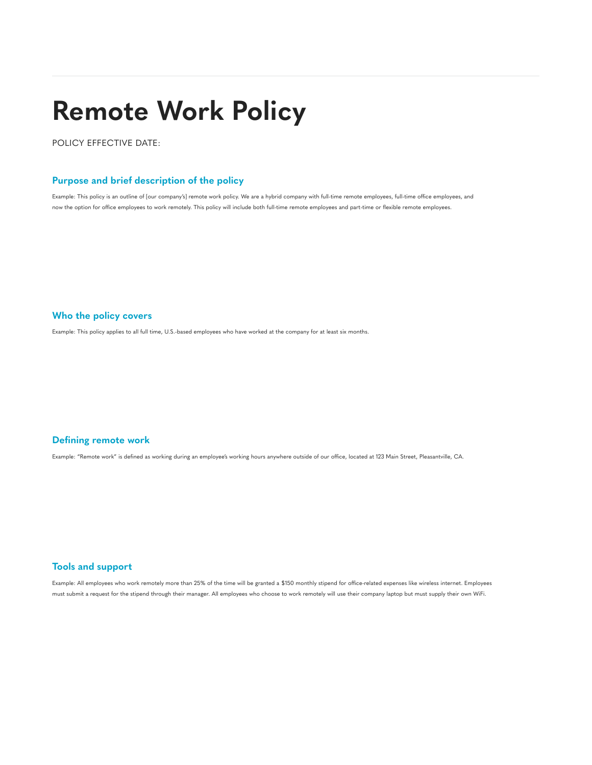# Remote Work Policy

POLICY EFFECTIVE DATE:

## Purpose and brief description of the policy

Example: This policy is an outline of [our company's] remote work policy. We are a hybrid company with full-time remote employees, full-time office employees, and now the option for office employees to work remotely. This policy will include both full-time remote employees and part-time or flexible remote employees.

## Who the policy covers

Example: This policy applies to all full time, U.S.-based employees who have worked at the company for at least six months.

## Defining remote work

Example: "Remote work" is defined as working during an employee's working hours anywhere outside of our office, located at 123 Main Street, Pleasantville, CA.

## Tools and support

Example: All employees who work remotely more than 25% of the time will be granted a $150 monthly stipend for office-related expenses like wireless internet. Employees must submit a request for the stipend through their manager. All employees who choose to work remotely will use their company laptop but must supply their own WiFi.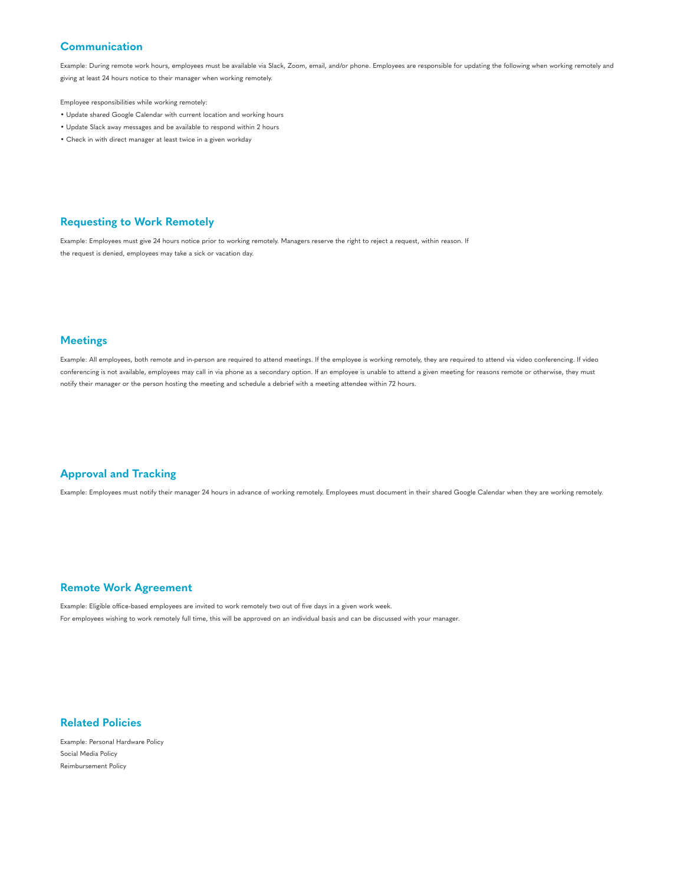## Communication

Example: During remote work hours, employees must be available via Slack, Zoom, email, and/or phone. Employees are responsible for updating the following when working remotely and giving at least 24 hours notice to their manager when working remotely.

Employee responsibilities while working remotely:

- Update shared Google Calendar with current location and working hours
- Update Slack away messages and be available to respond within 2 hours
- Check in with direct manager at least twice in a given workday

## Requesting to Work Remotely

Example: Employees must give 24 hours notice prior to working remotely. Managers reserve the right to reject a request, within reason. If the request is denied, employees may take a sick or vacation day.

## Meetings

Example: All employees, both remote and in-person are required to attend meetings. If the employee is working remotely, they are required to attend via video conferencing. If video conferencing is not available, employees may call in via phone as a secondary option. If an employee is unable to attend a given meeting for reasons remote or otherwise, they must notify their manager or the person hosting the meeting and schedule a debrief with a meeting attendee within 72 hours.

## Approval and Tracking

Example: Employees must notify their manager 24 hours in advance of working remotely. Employees must document in their shared Google Calendar when they are working remotely.

## Remote Work Agreement

Example: Eligible office-based employees are invited to work remotely two out of five days in a given work week.
For employees wishing to work remotely full time, this will be approved on an individual basis and can be discussed with your manager.

## Related Policies

Example: Personal Hardware Policy
Social Media Policy
Reimbursement Policy